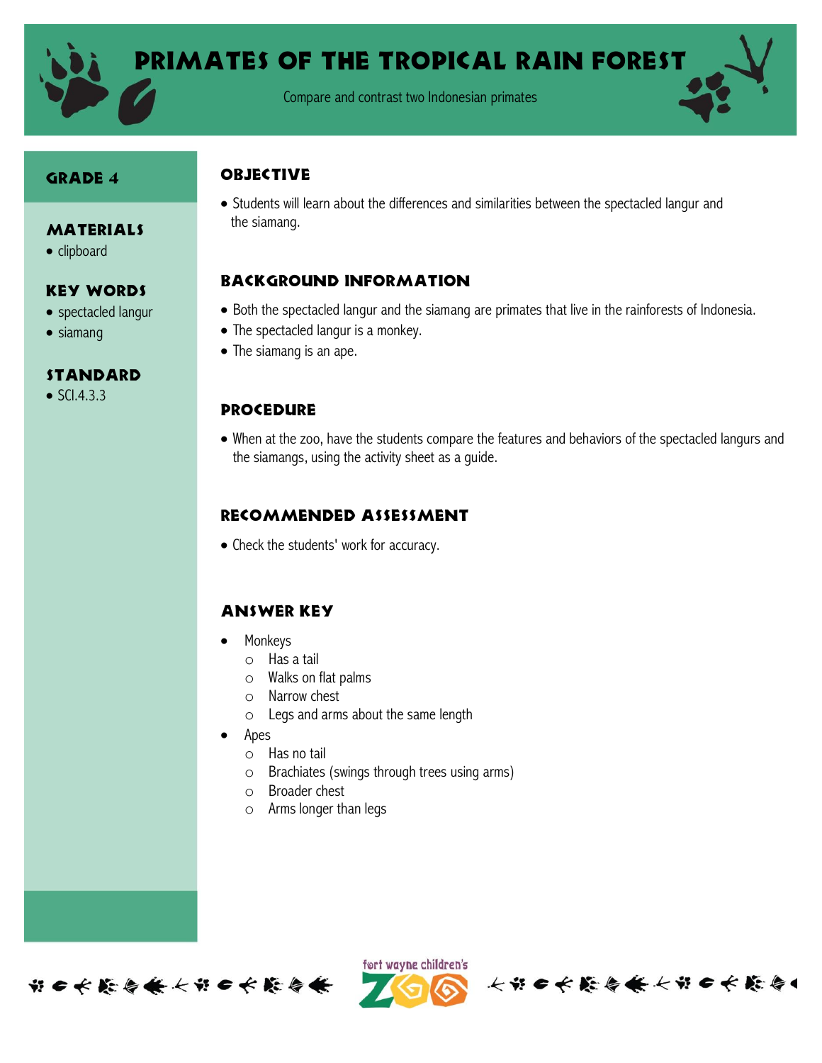# Primates of the Tropical Rain Forest

Compare and contrast two Indonesian primates

## Grade 4

## Materials

- clipboard

## Key Words

- spectacled langur
- siamang

## Standard

- SCI.4.3.3

## Objective

- Students will learn about the differences and similarities between the spectacled langur and the siamang.

## Background Information

- Both the spectacled langur and the siamang are primates that live in the rainforests of Indonesia.
- The spectacled langur is a monkey.
- The siamang is an ape.

## Procedure

- When at the zoo, have the students compare the features and behaviors of the spectacled langurs and the siamangs, using the activity sheet as a guide.

## Recommended Assessment

- Check the students' work for accuracy.

## Answer Key

- Monkeys
  - Has a tail
  - Walks on flat palms
  - Narrow chest
  - Legs and arms about the same length
- Apes
  - Has no tail
  - Brachiates (swings through trees using arms)
  - Broader chest
  - Arms longer than legs

fort wayne children's ZOO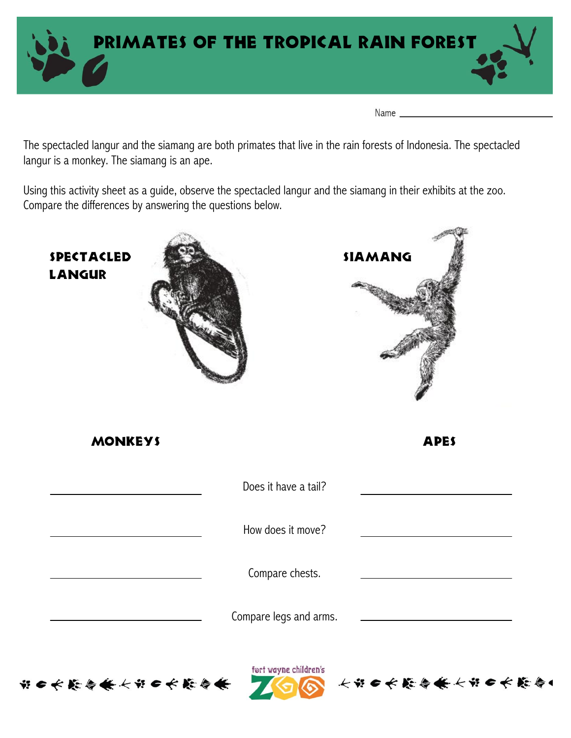# PRIMATES OF THE TROPICAL RAIN FOREST

Name ______________________________

The spectacled langur and the siamang are both primates that live in the rain forests of Indonesia. The spectacled langur is a monkey. The siamang is an ape.

Using this activity sheet as a guide, observe the spectacled langur and the siamang in their exhibits at the zoo. Compare the differences by answering the questions below.

**SPECTACLED LANGUR**

**SIAMANG**

| MONKEYS | | APES |
| --- | --- | --- |
| ______________________ | Does it have a tail? | ______________________ |
| ______________________ | How does it move? | ______________________ |
| ______________________ | Compare chests. | ______________________ |
| ______________________ | Compare legs and arms. | ______________________ |

fort wayne children's ZOO